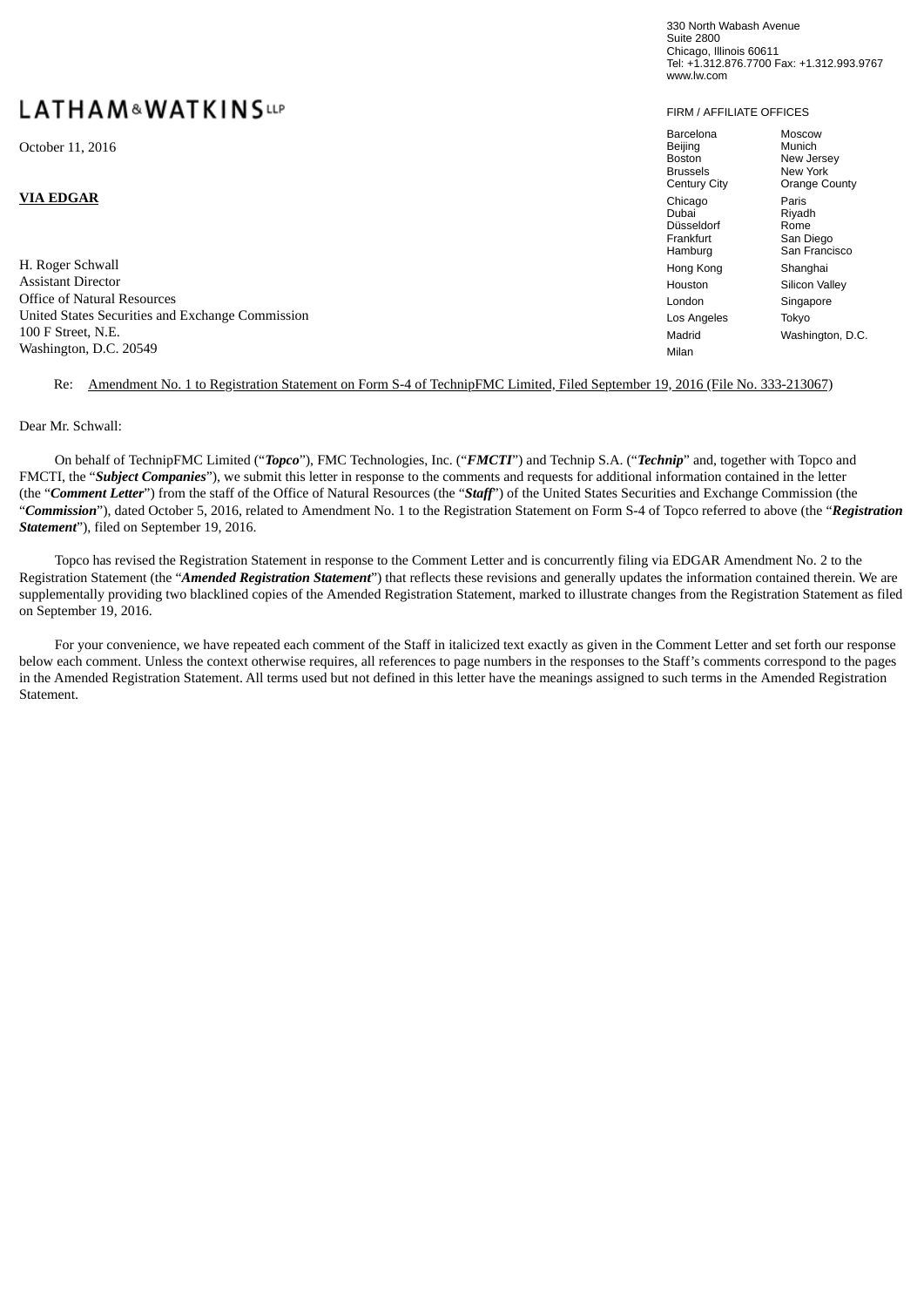330 North Wabash Avenue
Suite 2800
Chicago, Illinois 60611
Tel: +1.312.876.7700 Fax: +1.312.993.9767
www.lw.com

**LATHAM&WATKINS LLP**

FIRM / AFFILIATE OFFICES

| | |
|---|---|
| Barcelona | Moscow |
| Beijing | Munich |
| Boston | New Jersey |
| Brussels | New York |
| Century City | Orange County |
| Chicago | Paris |
| Dubai | Riyadh |
| Düsseldorf | Rome |
| Frankfurt | San Diego |
| Hamburg | San Francisco |
| Hong Kong | Shanghai |
| Houston | Silicon Valley |
| London | Singapore |
| Los Angeles | Tokyo |
| Madrid | Washington, D.C. |
| Milan | |

October 11, 2016

**VIA EDGAR**

H. Roger Schwall
Assistant Director
Office of Natural Resources
United States Securities and Exchange Commission
100 F Street, N.E.
Washington, D.C. 20549

Re: Amendment No. 1 to Registration Statement on Form S-4 of TechnipFMC Limited, Filed September 19, 2016 (File No. 333-213067)

Dear Mr. Schwall:

On behalf of TechnipFMC Limited ("***Topco***"), FMC Technologies, Inc. ("***FMCTI***") and Technip S.A. ("***Technip***" and, together with Topco and FMCTI, the "***Subject Companies***"), we submit this letter in response to the comments and requests for additional information contained in the letter (the "***Comment Letter***") from the staff of the Office of Natural Resources (the "***Staff***") of the United States Securities and Exchange Commission (the "***Commission***"), dated October 5, 2016, related to Amendment No. 1 to the Registration Statement on Form S-4 of Topco referred to above (the "***Registration Statement***"), filed on September 19, 2016.

Topco has revised the Registration Statement in response to the Comment Letter and is concurrently filing via EDGAR Amendment No. 2 to the Registration Statement (the "***Amended Registration Statement***") that reflects these revisions and generally updates the information contained therein. We are supplementally providing two blacklined copies of the Amended Registration Statement, marked to illustrate changes from the Registration Statement as filed on September 19, 2016.

For your convenience, we have repeated each comment of the Staff in italicized text exactly as given in the Comment Letter and set forth our response below each comment. Unless the context otherwise requires, all references to page numbers in the responses to the Staff's comments correspond to the pages in the Amended Registration Statement. All terms used but not defined in this letter have the meanings assigned to such terms in the Amended Registration Statement.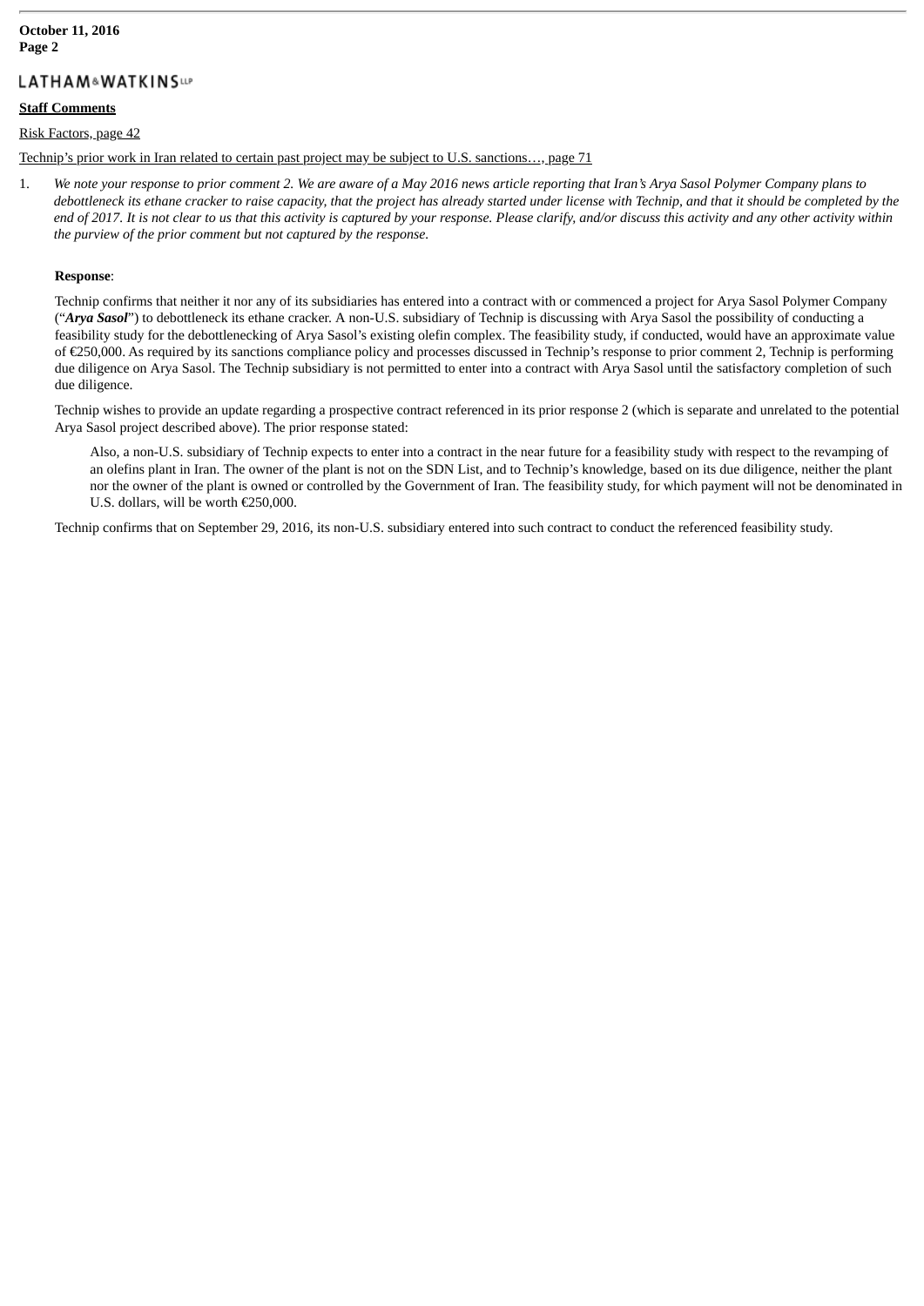**Staff Comments**

Risk Factors, page 42

Technip's prior work in Iran related to certain past project may be subject to U.S. sanctions…, page 71

1. *We note your response to prior comment 2. We are aware of a May 2016 news article reporting that Iran's Arya Sasol Polymer Company plans to debottleneck its ethane cracker to raise capacity, that the project has already started under license with Technip, and that it should be completed by the end of 2017. It is not clear to us that this activity is captured by your response. Please clarify, and/or discuss this activity and any other activity within the purview of the prior comment but not captured by the response.*

   **Response**:

   Technip confirms that neither it nor any of its subsidiaries has entered into a contract with or commenced a project for Arya Sasol Polymer Company ("***Arya Sasol***") to debottleneck its ethane cracker. A non-U.S. subsidiary of Technip is discussing with Arya Sasol the possibility of conducting a feasibility study for the debottlenecking of Arya Sasol's existing olefin complex. The feasibility study, if conducted, would have an approximate value of €250,000. As required by its sanctions compliance policy and processes discussed in Technip's response to prior comment 2, Technip is performing due diligence on Arya Sasol. The Technip subsidiary is not permitted to enter into a contract with Arya Sasol until the satisfactory completion of such due diligence.

   Technip wishes to provide an update regarding a prospective contract referenced in its prior response 2 (which is separate and unrelated to the potential Arya Sasol project described above). The prior response stated:

   > Also, a non-U.S. subsidiary of Technip expects to enter into a contract in the near future for a feasibility study with respect to the revamping of an olefins plant in Iran. The owner of the plant is not on the SDN List, and to Technip's knowledge, based on its due diligence, neither the plant nor the owner of the plant is owned or controlled by the Government of Iran. The feasibility study, for which payment will not be denominated in U.S. dollars, will be worth €250,000.

   Technip confirms that on September 29, 2016, its non-U.S. subsidiary entered into such contract to conduct the referenced feasibility study.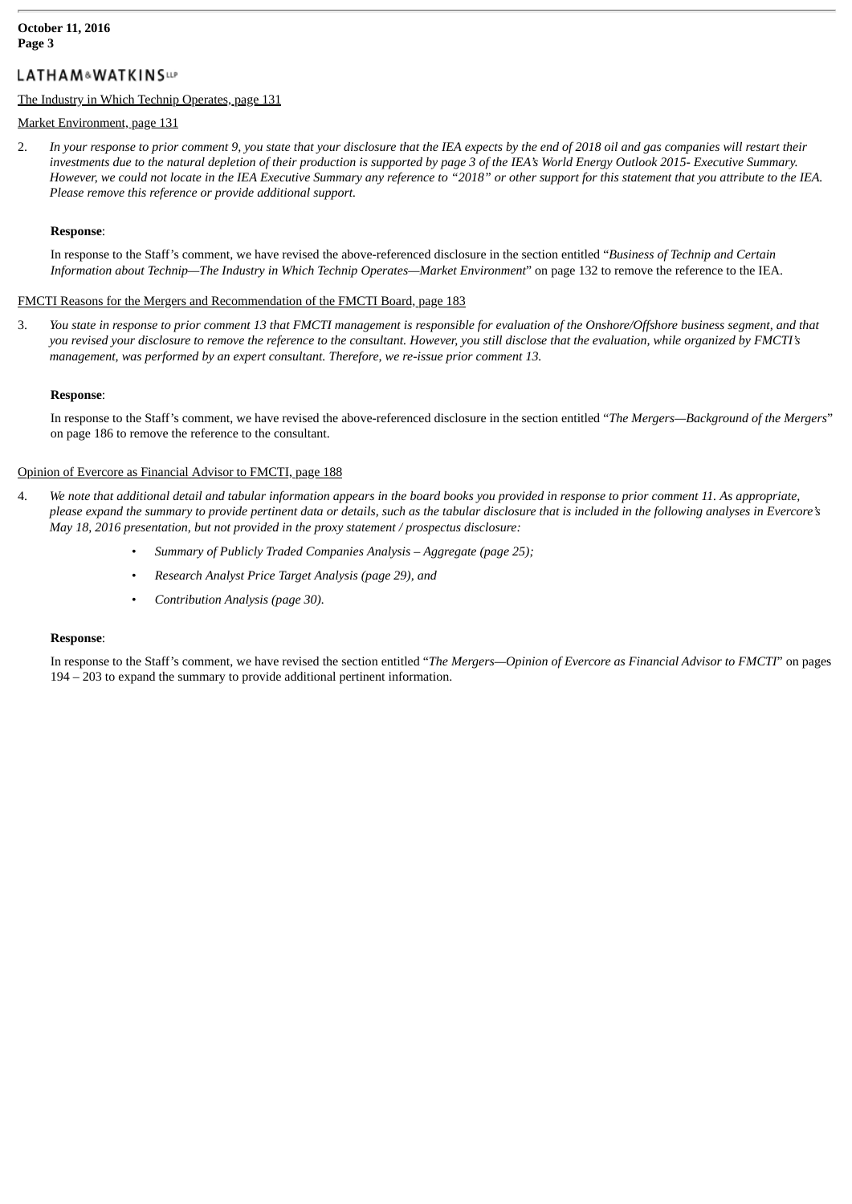The Industry in Which Technip Operates, page 131

Market Environment, page 131

2. *In your response to prior comment 9, you state that your disclosure that the IEA expects by the end of 2018 oil and gas companies will restart their investments due to the natural depletion of their production is supported by page 3 of the IEA's World Energy Outlook 2015- Executive Summary. However, we could not locate in the IEA Executive Summary any reference to "2018" or other support for this statement that you attribute to the IEA. Please remove this reference or provide additional support.*

**Response**:

In response to the Staff's comment, we have revised the above-referenced disclosure in the section entitled "*Business of Technip and Certain Information about Technip—The Industry in Which Technip Operates—Market Environment*" on page 132 to remove the reference to the IEA.

FMCTI Reasons for the Mergers and Recommendation of the FMCTI Board, page 183

3. *You state in response to prior comment 13 that FMCTI management is responsible for evaluation of the Onshore/Offshore business segment, and that you revised your disclosure to remove the reference to the consultant. However, you still disclose that the evaluation, while organized by FMCTI's management, was performed by an expert consultant. Therefore, we re-issue prior comment 13.*

**Response**:

In response to the Staff's comment, we have revised the above-referenced disclosure in the section entitled "*The Mergers—Background of the Mergers*" on page 186 to remove the reference to the consultant.

Opinion of Evercore as Financial Advisor to FMCTI, page 188

4. *We note that additional detail and tabular information appears in the board books you provided in response to prior comment 11. As appropriate, please expand the summary to provide pertinent data or details, such as the tabular disclosure that is included in the following analyses in Evercore's May 18, 2016 presentation, but not provided in the proxy statement / prospectus disclosure:*

   - *Summary of Publicly Traded Companies Analysis – Aggregate (page 25);*
   - *Research Analyst Price Target Analysis (page 29), and*
   - *Contribution Analysis (page 30).*

**Response**:

In response to the Staff's comment, we have revised the section entitled "*The Mergers—Opinion of Evercore as Financial Advisor to FMCTI*" on pages 194 – 203 to expand the summary to provide additional pertinent information.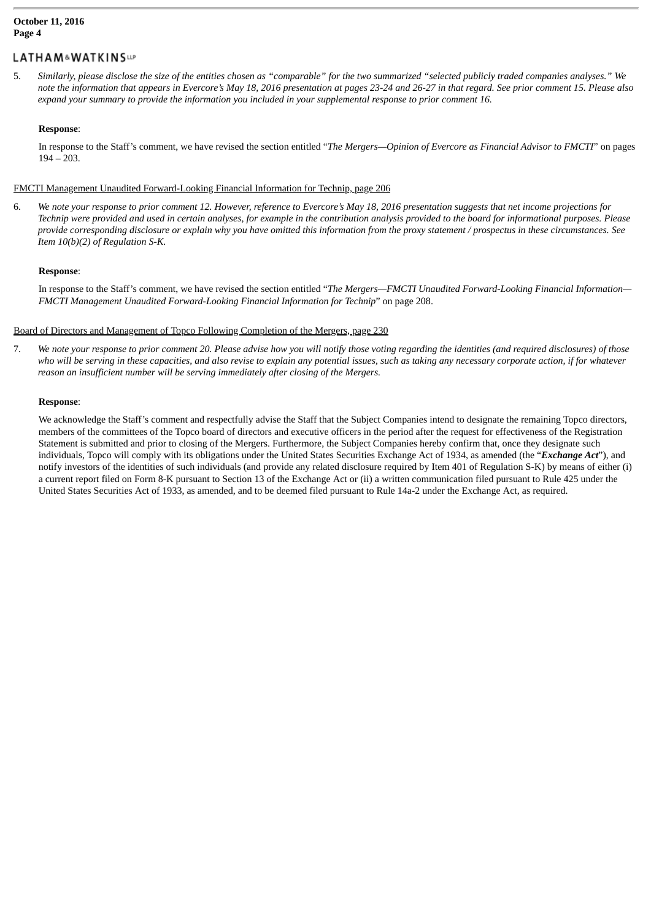5. *Similarly, please disclose the size of the entities chosen as "comparable" for the two summarized "selected publicly traded companies analyses." We note the information that appears in Evercore's May 18, 2016 presentation at pages 23-24 and 26-27 in that regard. See prior comment 15. Please also expand your summary to provide the information you included in your supplemental response to prior comment 16.*

   **Response**:

   In response to the Staff's comment, we have revised the section entitled "*The Mergers—Opinion of Evercore as Financial Advisor to FMCTI*" on pages 194 – 203.

FMCTI Management Unaudited Forward-Looking Financial Information for Technip, page 206

6. *We note your response to prior comment 12. However, reference to Evercore's May 18, 2016 presentation suggests that net income projections for Technip were provided and used in certain analyses, for example in the contribution analysis provided to the board for informational purposes. Please provide corresponding disclosure or explain why you have omitted this information from the proxy statement / prospectus in these circumstances. See Item 10(b)(2) of Regulation S-K.*

   **Response**:

   In response to the Staff's comment, we have revised the section entitled "*The Mergers—FMCTI Unaudited Forward-Looking Financial Information—FMCTI Management Unaudited Forward-Looking Financial Information for Technip*" on page 208.

Board of Directors and Management of Topco Following Completion of the Mergers, page 230

7. *We note your response to prior comment 20. Please advise how you will notify those voting regarding the identities (and required disclosures) of those who will be serving in these capacities, and also revise to explain any potential issues, such as taking any necessary corporate action, if for whatever reason an insufficient number will be serving immediately after closing of the Mergers.*

   **Response**:

   We acknowledge the Staff's comment and respectfully advise the Staff that the Subject Companies intend to designate the remaining Topco directors, members of the committees of the Topco board of directors and executive officers in the period after the request for effectiveness of the Registration Statement is submitted and prior to closing of the Mergers. Furthermore, the Subject Companies hereby confirm that, once they designate such individuals, Topco will comply with its obligations under the United States Securities Exchange Act of 1934, as amended (the "***Exchange Act***"), and notify investors of the identities of such individuals (and provide any related disclosure required by Item 401 of Regulation S-K) by means of either (i) a current report filed on Form 8-K pursuant to Section 13 of the Exchange Act or (ii) a written communication filed pursuant to Rule 425 under the United States Securities Act of 1933, as amended, and to be deemed filed pursuant to Rule 14a-2 under the Exchange Act, as required.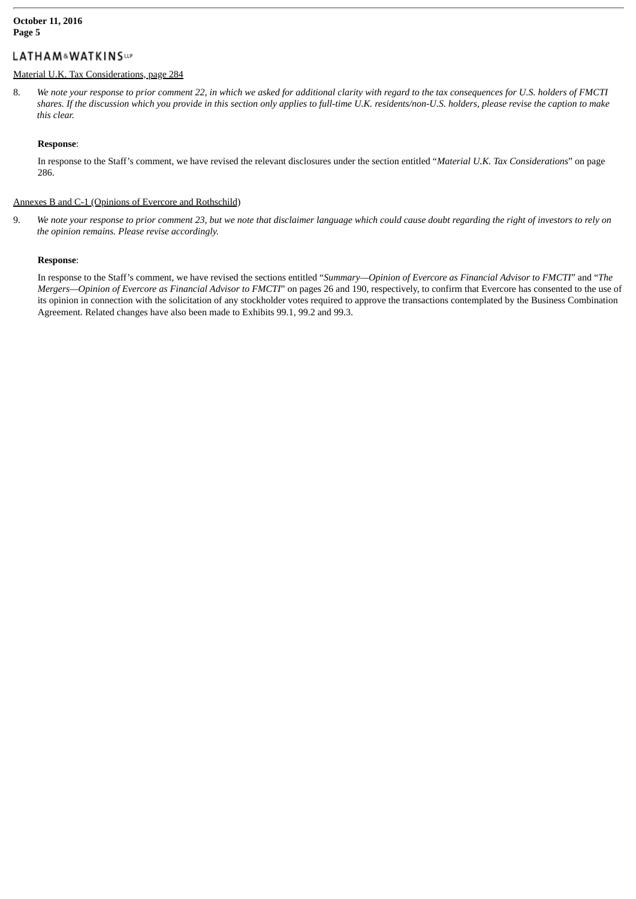Material U.K. Tax Considerations, page 284

8. *We note your response to prior comment 22, in which we asked for additional clarity with regard to the tax consequences for U.S. holders of FMCTI shares. If the discussion which you provide in this section only applies to full-time U.K. residents/non-U.S. holders, please revise the caption to make this clear.*

   **Response**:

   In response to the Staff's comment, we have revised the relevant disclosures under the section entitled "*Material U.K. Tax Considerations*" on page 286.

Annexes B and C-1 (Opinions of Evercore and Rothschild)

9. *We note your response to prior comment 23, but we note that disclaimer language which could cause doubt regarding the right of investors to rely on the opinion remains. Please revise accordingly.*

   **Response**:

   In response to the Staff's comment, we have revised the sections entitled "*Summary—Opinion of Evercore as Financial Advisor to FMCTI*" and "*The Mergers—Opinion of Evercore as Financial Advisor to FMCTI*" on pages 26 and 190, respectively, to confirm that Evercore has consented to the use of its opinion in connection with the solicitation of any stockholder votes required to approve the transactions contemplated by the Business Combination Agreement. Related changes have also been made to Exhibits 99.1, 99.2 and 99.3.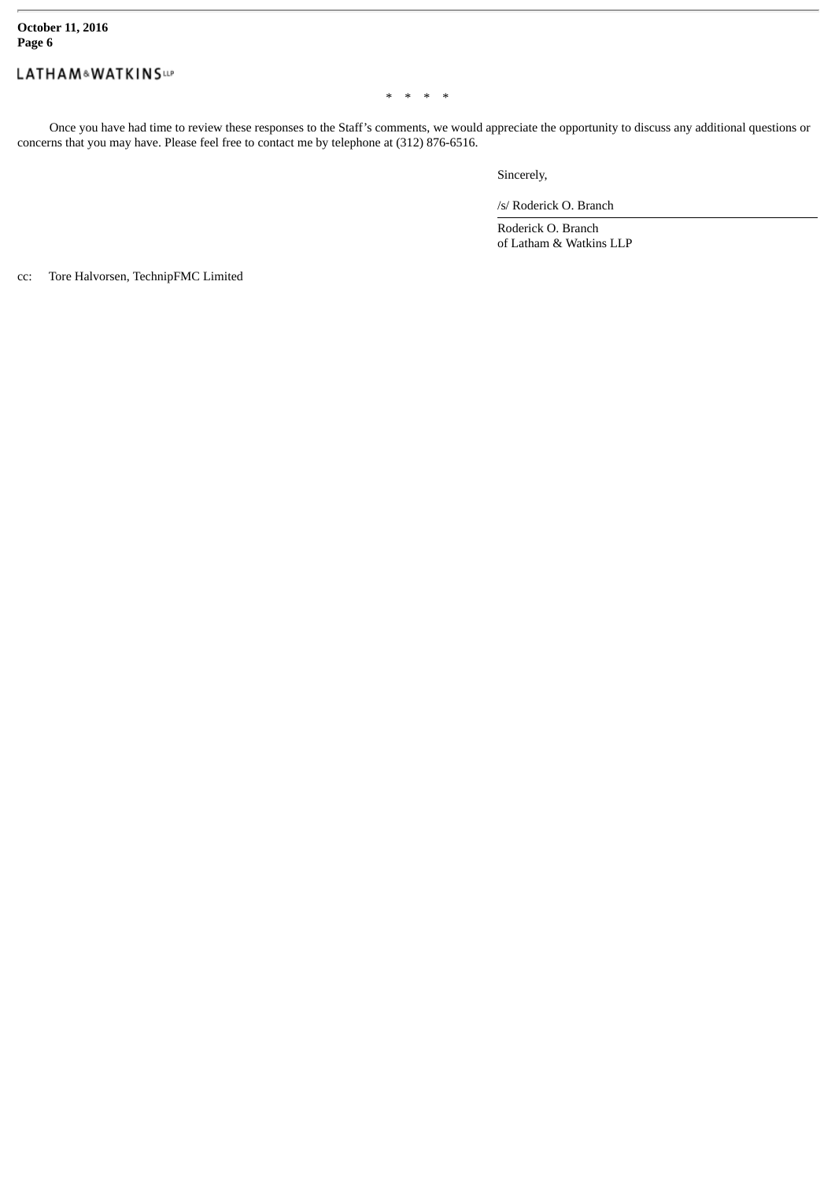\* \* \* \*

Once you have had time to review these responses to the Staff's comments, we would appreciate the opportunity to discuss any additional questions or concerns that you may have. Please feel free to contact me by telephone at (312) 876-6516.

Sincerely,

/s/ Roderick O. Branch

Roderick O. Branch
of Latham & Watkins LLP

cc: Tore Halvorsen, TechnipFMC Limited